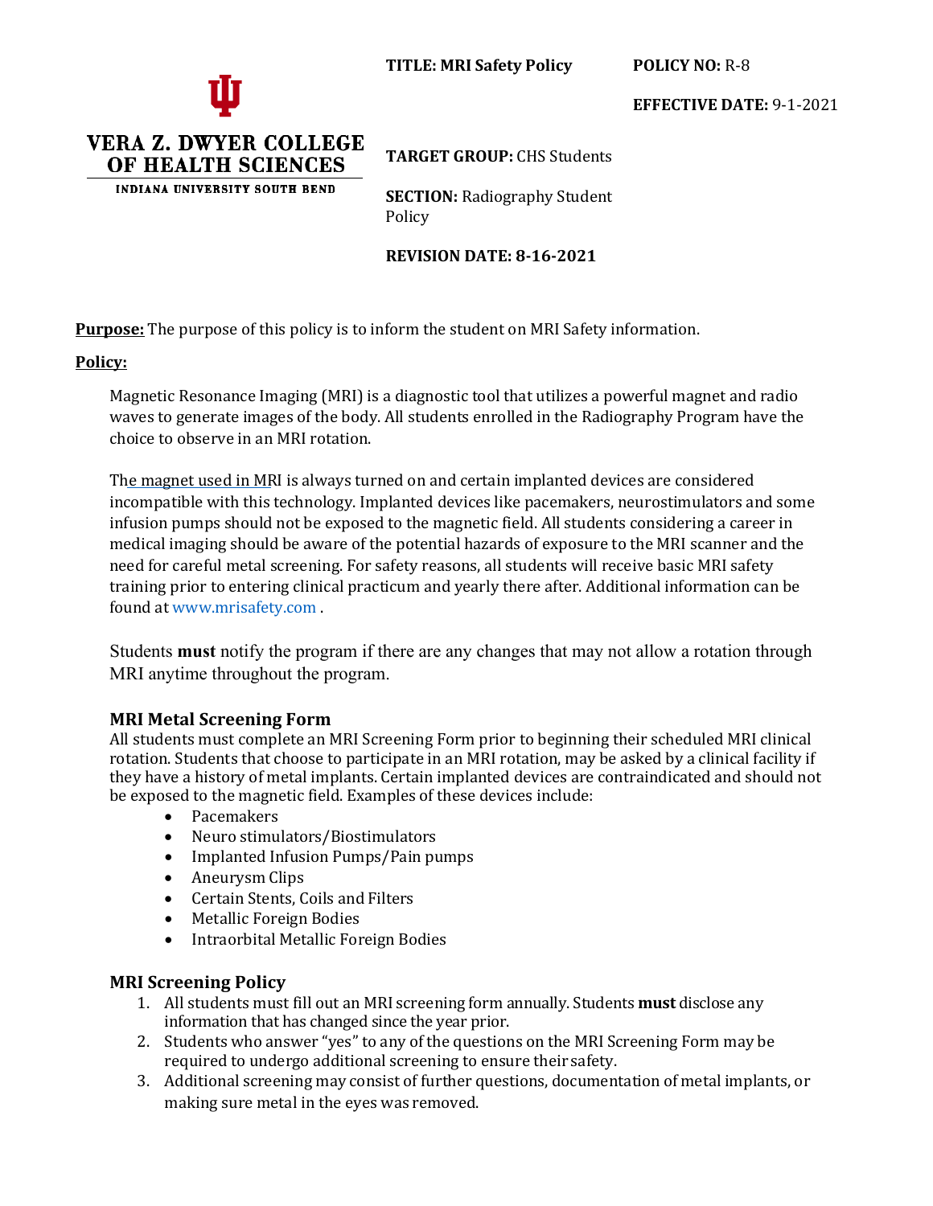VERA Z. DWYER COLLEGE OF HEALTH SCIENCES
INDIANA UNIVERSITY SOUTH BEND

**TITLE: MRI Safety Policy**

**POLICY NO:** R-8

**EFFECTIVE DATE:** 9-1-2021

**TARGET GROUP:** CHS Students

**SECTION:** Radiography Student Policy

**REVISION DATE: 8-16-2021**

**Purpose:** The purpose of this policy is to inform the student on MRI Safety information.

**Policy:**

Magnetic Resonance Imaging (MRI) is a diagnostic tool that utilizes a powerful magnet and radio waves to generate images of the body. All students enrolled in the Radiography Program have the choice to observe in an MRI rotation.

The magnet used in MRI is always turned on and certain implanted devices are considered incompatible with this technology. Implanted devices like pacemakers, neurostimulators and some infusion pumps should not be exposed to the magnetic field. All students considering a career in medical imaging should be aware of the potential hazards of exposure to the MRI scanner and the need for careful metal screening. For safety reasons, all students will receive basic MRI safety training prior to entering clinical practicum and yearly there after. Additional information can be found at www.mrisafety.com .

Students **must** notify the program if there are any changes that may not allow a rotation through MRI anytime throughout the program.

### MRI Metal Screening Form

All students must complete an MRI Screening Form prior to beginning their scheduled MRI clinical rotation. Students that choose to participate in an MRI rotation, may be asked by a clinical facility if they have a history of metal implants. Certain implanted devices are contraindicated and should not be exposed to the magnetic field. Examples of these devices include:

- Pacemakers
- Neuro stimulators/Biostimulators
- Implanted Infusion Pumps/Pain pumps
- Aneurysm Clips
- Certain Stents, Coils and Filters
- Metallic Foreign Bodies
- Intraorbital Metallic Foreign Bodies

### MRI Screening Policy

1. All students must fill out an MRI screening form annually. Students **must** disclose any information that has changed since the year prior.
2. Students who answer "yes" to any of the questions on the MRI Screening Form may be required to undergo additional screening to ensure their safety.
3. Additional screening may consist of further questions, documentation of metal implants, or making sure metal in the eyes was removed.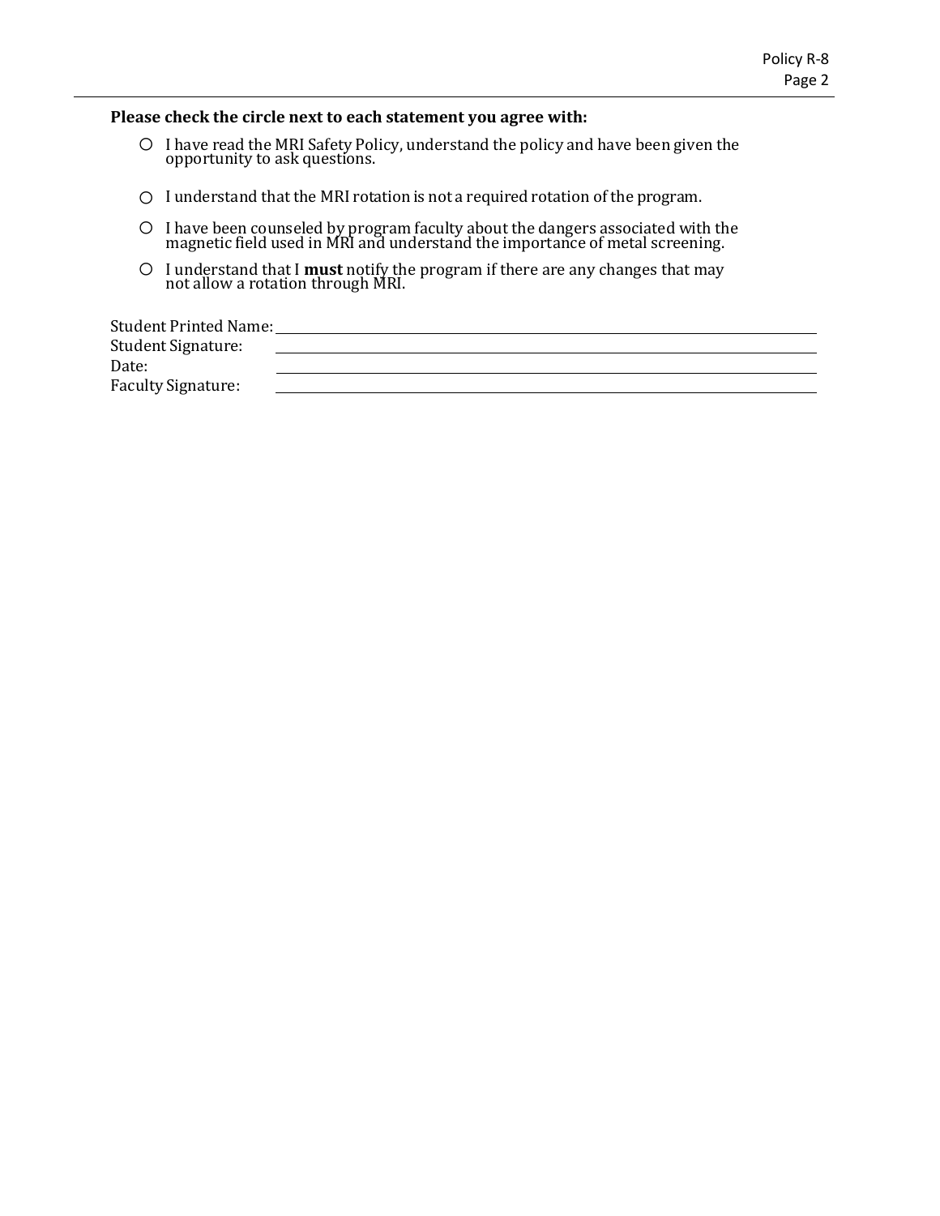**Please check the circle next to each statement you agree with:**

- ○ I have read the MRI Safety Policy, understand the policy and have been given the opportunity to ask questions.
- ○ I understand that the MRI rotation is not a required rotation of the program.
- ○ I have been counseled by program faculty about the dangers associated with the magnetic field used in MRI and understand the importance of metal screening.
- ○ I understand that I **must** notify the program if there are any changes that may not allow a rotation through MRI.

Student Printed Name: ______________________________

Student Signature: ______________________________

Date: ______________________________

Faculty Signature: ______________________________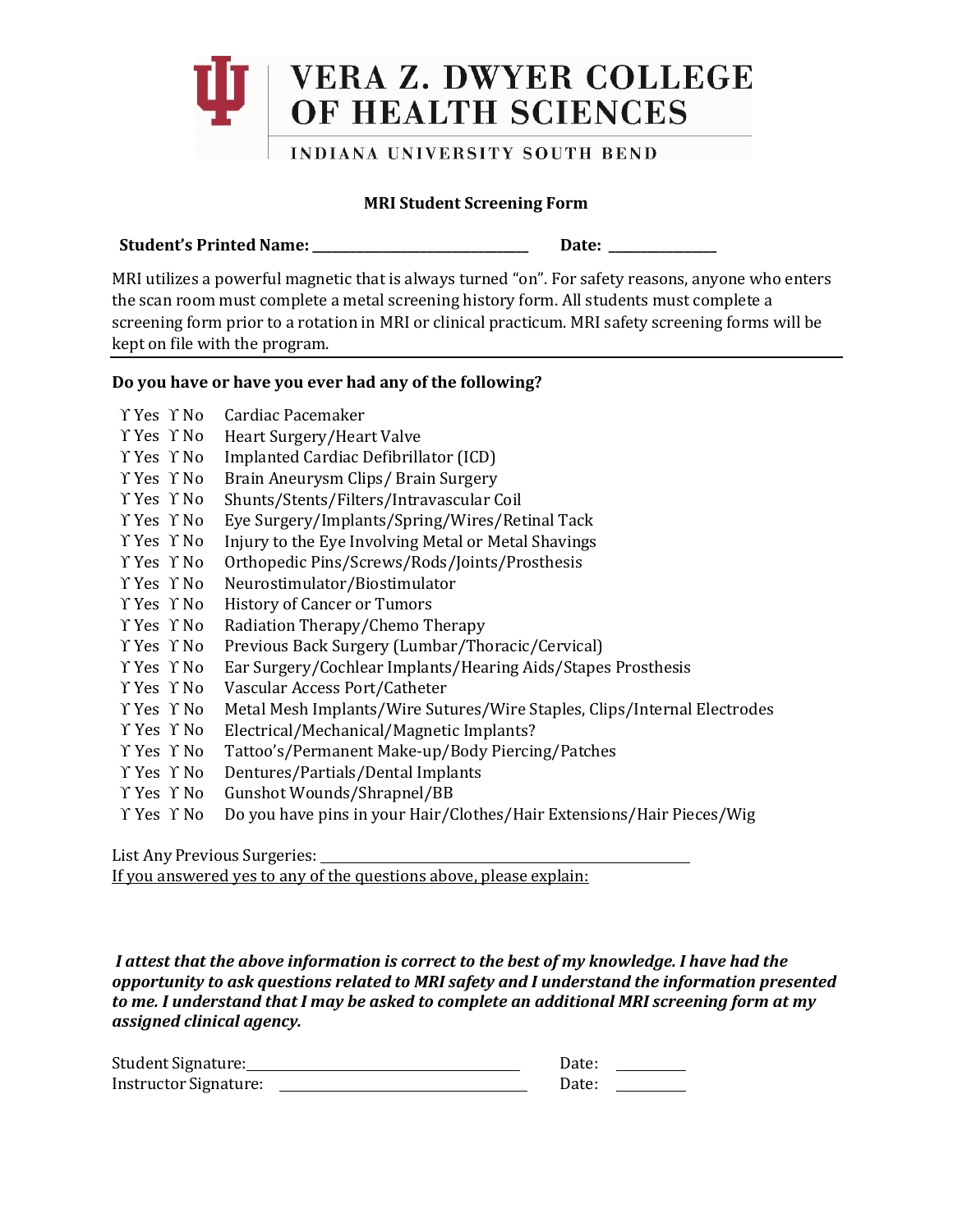VERA Z. DWYER COLLEGE OF HEALTH SCIENCES

INDIANA UNIVERSITY SOUTH BEND

**MRI Student Screening Form**

**Student's Printed Name: ______________________________ Date: _______________**

MRI utilizes a powerful magnetic that is always turned "on". For safety reasons, anyone who enters the scan room must complete a metal screening history form. All students must complete a screening form prior to a rotation in MRI or clinical practicum. MRI safety screening forms will be kept on file with the program.

**Do you have or have you ever had any of the following?**

ϒ Yes ϒ No Cardiac Pacemaker
ϒ Yes ϒ No Heart Surgery/Heart Valve
ϒ Yes ϒ No Implanted Cardiac Defibrillator (ICD)
ϒ Yes ϒ No Brain Aneurysm Clips/ Brain Surgery
ϒ Yes ϒ No Shunts/Stents/Filters/Intravascular Coil
ϒ Yes ϒ No Eye Surgery/Implants/Spring/Wires/Retinal Tack
ϒ Yes ϒ No Injury to the Eye Involving Metal or Metal Shavings
ϒ Yes ϒ No Orthopedic Pins/Screws/Rods/Joints/Prosthesis
ϒ Yes ϒ No Neurostimulator/Biostimulator
ϒ Yes ϒ No History of Cancer or Tumors
ϒ Yes ϒ No Radiation Therapy/Chemo Therapy
ϒ Yes ϒ No Previous Back Surgery (Lumbar/Thoracic/Cervical)
ϒ Yes ϒ No Ear Surgery/Cochlear Implants/Hearing Aids/Stapes Prosthesis
ϒ Yes ϒ No Vascular Access Port/Catheter
ϒ Yes ϒ No Metal Mesh Implants/Wire Sutures/Wire Staples, Clips/Internal Electrodes
ϒ Yes ϒ No Electrical/Mechanical/Magnetic Implants?
ϒ Yes ϒ No Tattoo's/Permanent Make-up/Body Piercing/Patches
ϒ Yes ϒ No Dentures/Partials/Dental Implants
ϒ Yes ϒ No Gunshot Wounds/Shrapnel/BB
ϒ Yes ϒ No Do you have pins in your Hair/Clothes/Hair Extensions/Hair Pieces/Wig

List Any Previous Surgeries: ____________________________________________

If you answered yes to any of the questions above, please explain:

***I attest that the above information is correct to the best of my knowledge. I have had the opportunity to ask questions related to MRI safety and I understand the information presented to me. I understand that I may be asked to complete an additional MRI screening form at my assigned clinical agency.***

Student Signature: ________________________________ Date: _________
Instructor Signature: ________________________________ Date: _________